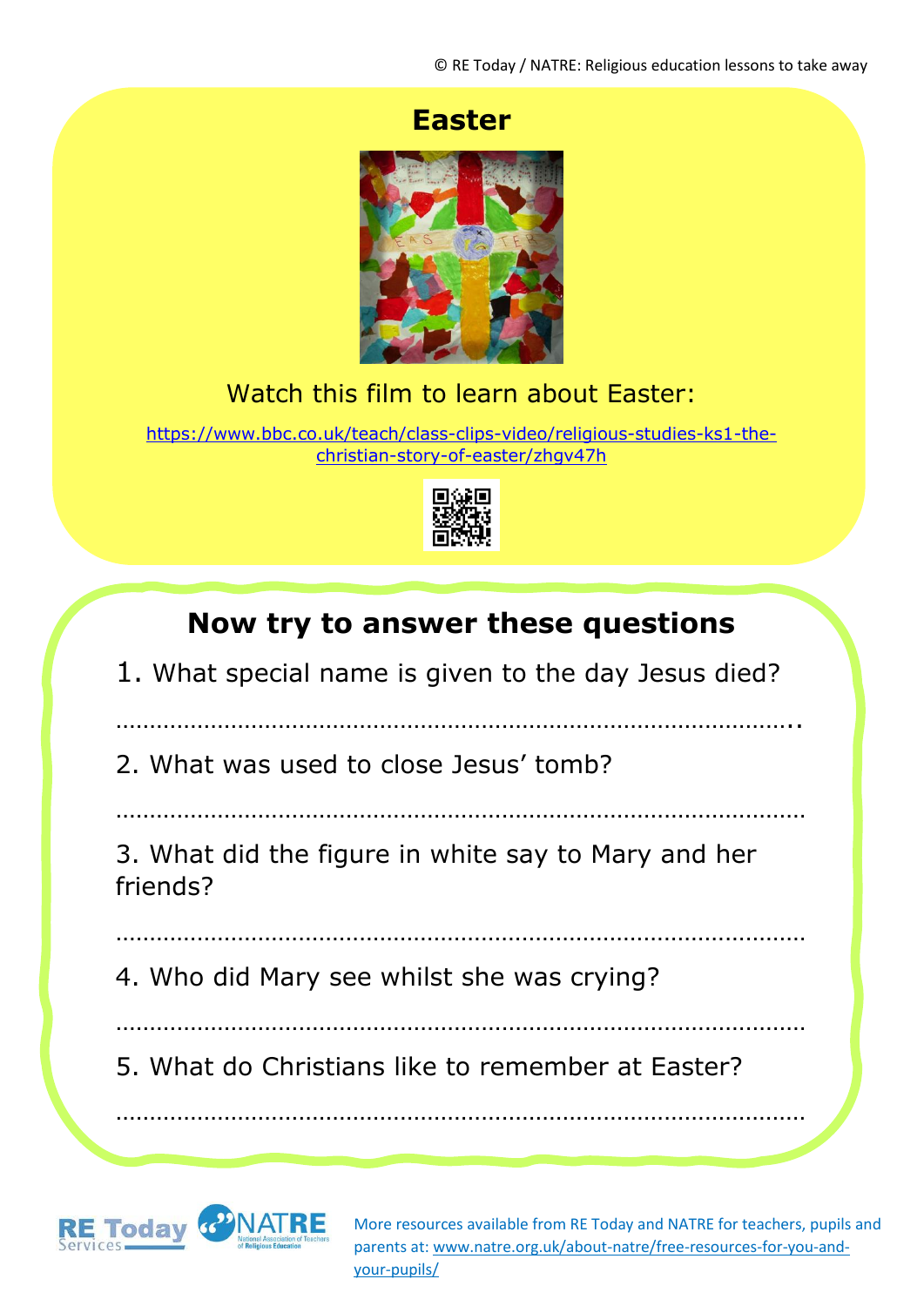© RE Today / NATRE: Religious education lessons to take away

# Easter

Watch this film to learn about Easter:

https://www.bbc.co.uk/teach/class-clips-video/religious-studies-ks1-the-christian-story-of-easter/zhgv47h

## Now try to answer these questions

1. What special name is given to the day Jesus died?

………………………………………………………………………………………..

2. What was used to close Jesus' tomb?

…………………………………………………………………………………………

3. What did the figure in white say to Mary and her friends?

…………………………………………………………………………………………

4. Who did Mary see whilst she was crying?

…………………………………………………………………………………………

5. What do Christians like to remember at Easter?

…………………………………………………………………………………………

More resources available from RE Today and NATRE for teachers, pupils and parents at: www.natre.org.uk/about-natre/free-resources-for-you-and-your-pupils/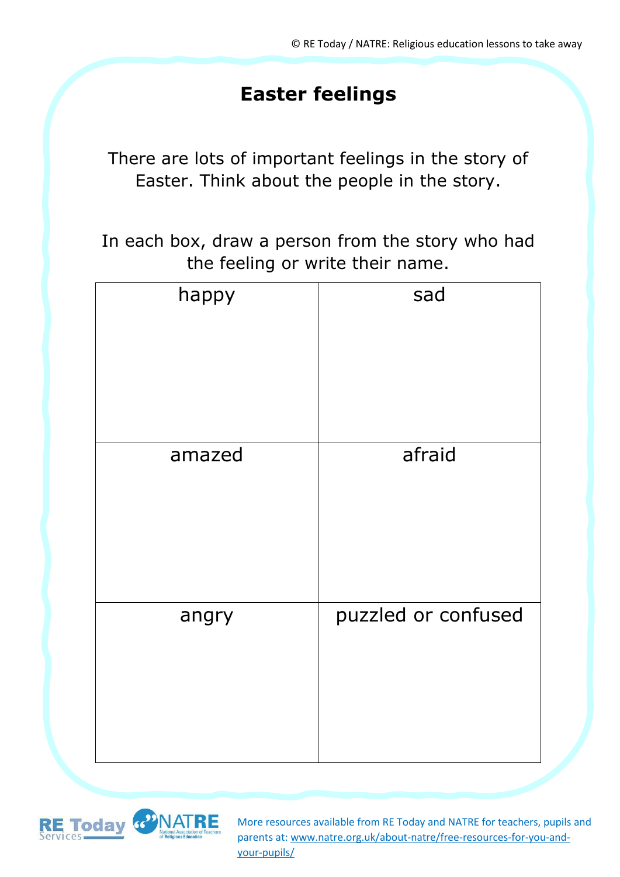# Easter feelings

There are lots of important feelings in the story of Easter. Think about the people in the story.

In each box, draw a person from the story who had the feeling or write their name.

| happy | sad |
|---|---|
| | |
| **amazed** | **afraid** |
| | |
| **angry** | **puzzled or confused** |
| | |

More resources available from RE Today and NATRE for teachers, pupils and parents at: [www.natre.org.uk/about-natre/free-resources-for-you-and-your-pupils/](www.natre.org.uk/about-natre/free-resources-for-you-and-your-pupils/)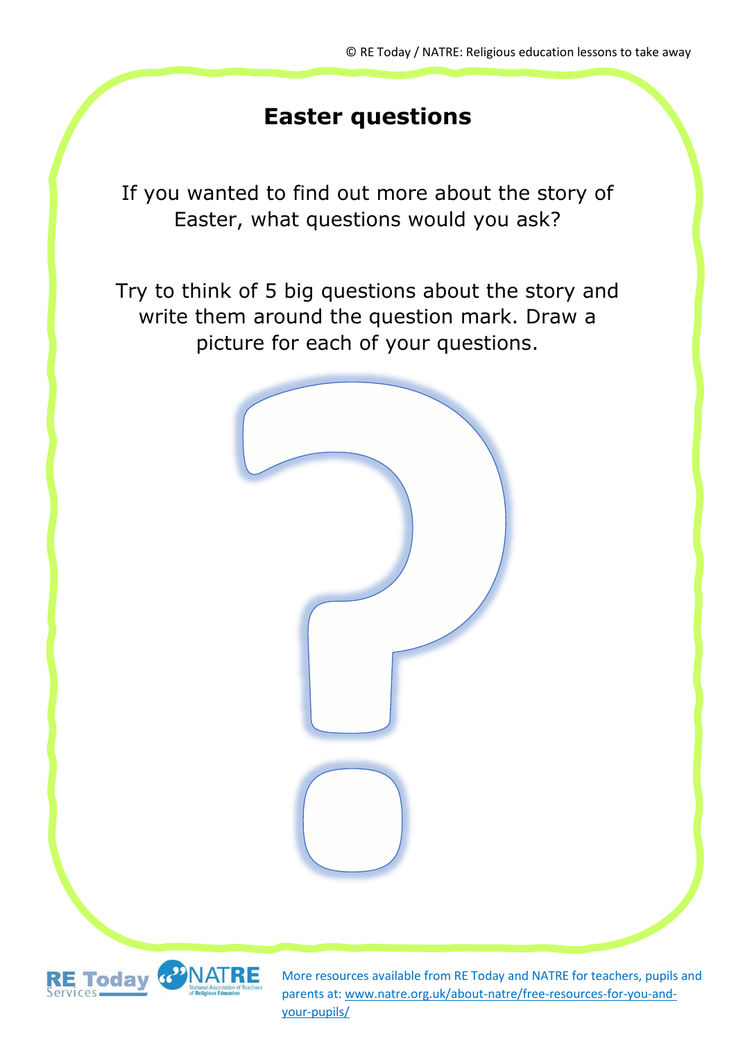# Easter questions

If you wanted to find out more about the story of Easter, what questions would you ask?

Try to think of 5 big questions about the story and write them around the question mark. Draw a picture for each of your questions.

More resources available from RE Today and NATRE for teachers, pupils and parents at: [www.natre.org.uk/about-natre/free-resources-for-you-and-your-pupils/](www.natre.org.uk/about-natre/free-resources-for-you-and-your-pupils/)